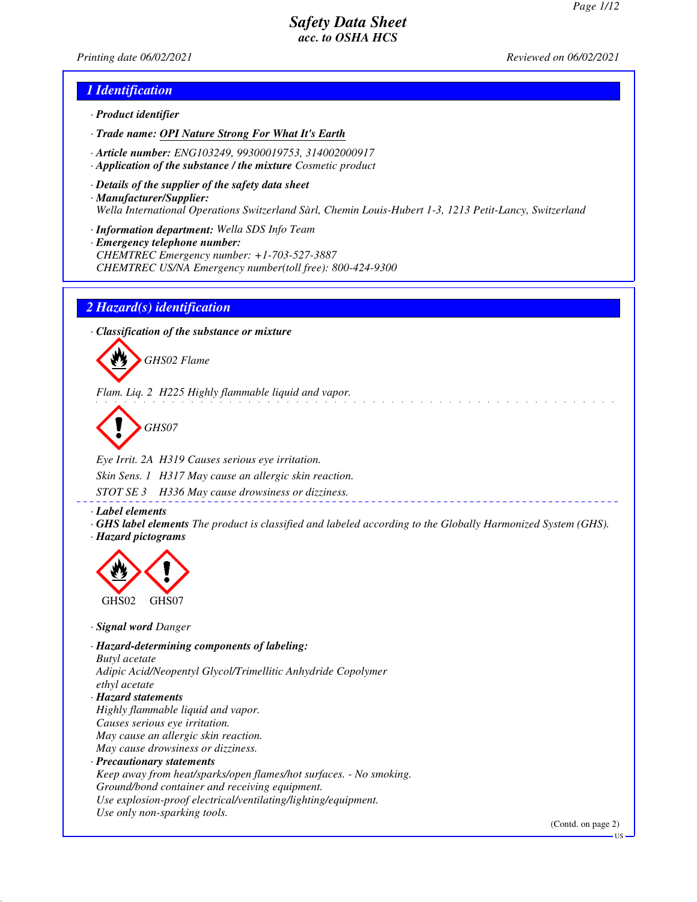# Safety Data Sheet
*acc. to OSHA HCS*

*Printing date 06/02/2021* *Reviewed on 06/02/2021*

## 1 Identification

· **Product identifier**

· **Trade name: OPI Nature Strong For What It's Earth**

· **Article number:** ENG103249, 99300019753, 314002000917

· **Application of the substance / the mixture** Cosmetic product

· **Details of the supplier of the safety data sheet**

· **Manufacturer/Supplier:**
Wella International Operations Switzerland Sàrl, Chemin Louis-Hubert 1-3, 1213 Petit-Lancy, Switzerland

· **Information department:** Wella SDS Info Team

· **Emergency telephone number:**
CHEMTREC Emergency number: +1-703-527-3887
CHEMTREC US/NA Emergency number(toll free): 800-424-9300

## 2 Hazard(s) identification

· **Classification of the substance or mixture**

GHS02 Flame

Flam. Liq. 2 H225 Highly flammable liquid and vapor.

GHS07

Eye Irrit. 2A H319 Causes serious eye irritation.

Skin Sens. 1 H317 May cause an allergic skin reaction.

STOT SE 3 H336 May cause drowsiness or dizziness.

· **Label elements**

· **GHS label elements** The product is classified and labeled according to the Globally Harmonized System (GHS).

· **Hazard pictograms**

GHS02 GHS07

· **Signal word** Danger

· **Hazard-determining components of labeling:**
Butyl acetate
Adipic Acid/Neopentyl Glycol/Trimellitic Anhydride Copolymer
ethyl acetate

· **Hazard statements**
Highly flammable liquid and vapor.
Causes serious eye irritation.
May cause an allergic skin reaction.
May cause drowsiness or dizziness.

· **Precautionary statements**
Keep away from heat/sparks/open flames/hot surfaces. - No smoking.
Ground/bond container and receiving equipment.
Use explosion-proof electrical/ventilating/lighting/equipment.
Use only non-sparking tools.

(Contd. on page 2)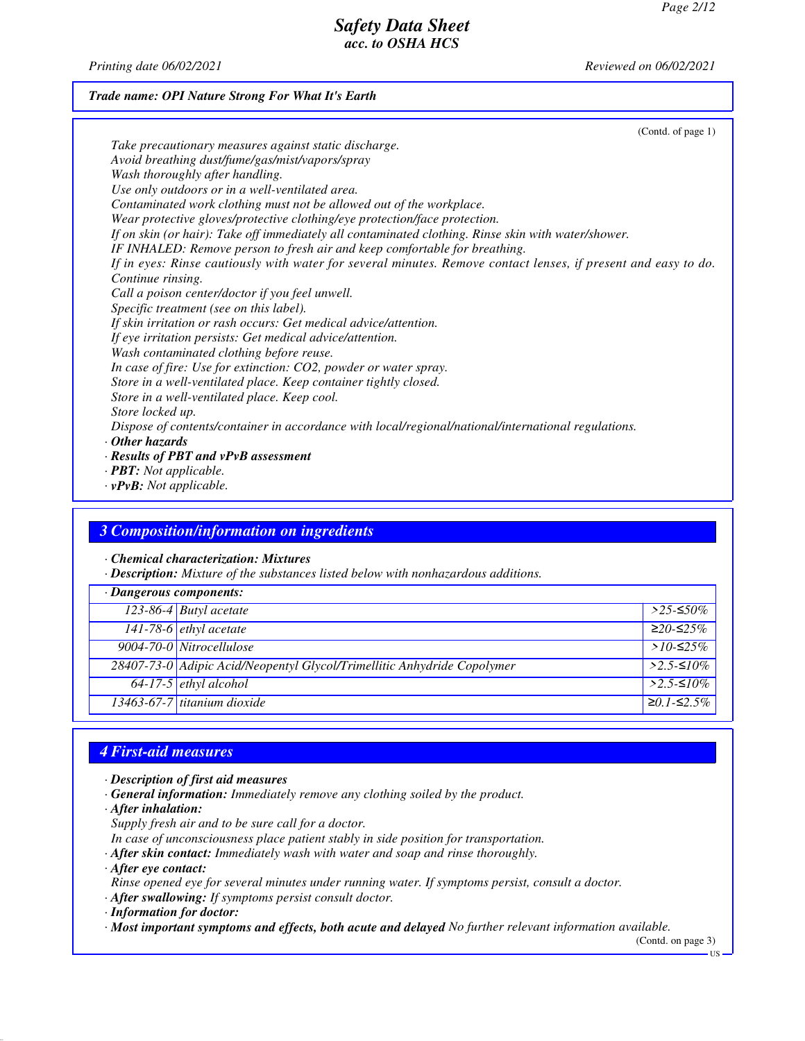*Trade name: OPI Nature Strong For What It's Earth*

(Contd. of page 1)

*Take precautionary measures against static discharge.*
*Avoid breathing dust/fume/gas/mist/vapors/spray*
*Wash thoroughly after handling.*
*Use only outdoors or in a well-ventilated area.*
*Contaminated work clothing must not be allowed out of the workplace.*
*Wear protective gloves/protective clothing/eye protection/face protection.*
*If on skin (or hair): Take off immediately all contaminated clothing. Rinse skin with water/shower.*
*IF INHALED: Remove person to fresh air and keep comfortable for breathing.*
*If in eyes: Rinse cautiously with water for several minutes. Remove contact lenses, if present and easy to do. Continue rinsing.*
*Call a poison center/doctor if you feel unwell.*
*Specific treatment (see on this label).*
*If skin irritation or rash occurs: Get medical advice/attention.*
*If eye irritation persists: Get medical advice/attention.*
*Wash contaminated clothing before reuse.*
*In case of fire: Use for extinction: CO2, powder or water spray.*
*Store in a well-ventilated place. Keep container tightly closed.*
*Store in a well-ventilated place. Keep cool.*
*Store locked up.*
*Dispose of contents/container in accordance with local/regional/national/international regulations.*

· ***Other hazards***
· ***Results of PBT and vPvB assessment***
· ***PBT:*** *Not applicable.*
· ***vPvB:*** *Not applicable.*

## 3 Composition/information on ingredients

· ***Chemical characterization: Mixtures***
· ***Description:*** *Mixture of the substances listed below with nonhazardous additions.*

| · Dangerous components: | | |
|---|---|---|
| 123-86-4 | Butyl acetate | >25-≤50% |
| 141-78-6 | ethyl acetate | ≥20-≤25% |
| 9004-70-0 | Nitrocellulose | >10-≤25% |
| 28407-73-0 | Adipic Acid/Neopentyl Glycol/Trimellitic Anhydride Copolymer | >2.5-≤10% |
| 64-17-5 | ethyl alcohol | >2.5-≤10% |
| 13463-67-7 | titanium dioxide | ≥0.1-≤2.5% |

## 4 First-aid measures

· ***Description of first aid measures***
· ***General information:*** *Immediately remove any clothing soiled by the product.*
· ***After inhalation:***
*Supply fresh air and to be sure call for a doctor.*
*In case of unconsciousness place patient stably in side position for transportation.*
· ***After skin contact:*** *Immediately wash with water and soap and rinse thoroughly.*
· ***After eye contact:***
*Rinse opened eye for several minutes under running water. If symptoms persist, consult a doctor.*
· ***After swallowing:*** *If symptoms persist consult doctor.*
· ***Information for doctor:***
· ***Most important symptoms and effects, both acute and delayed*** *No further relevant information available.*

(Contd. on page 3)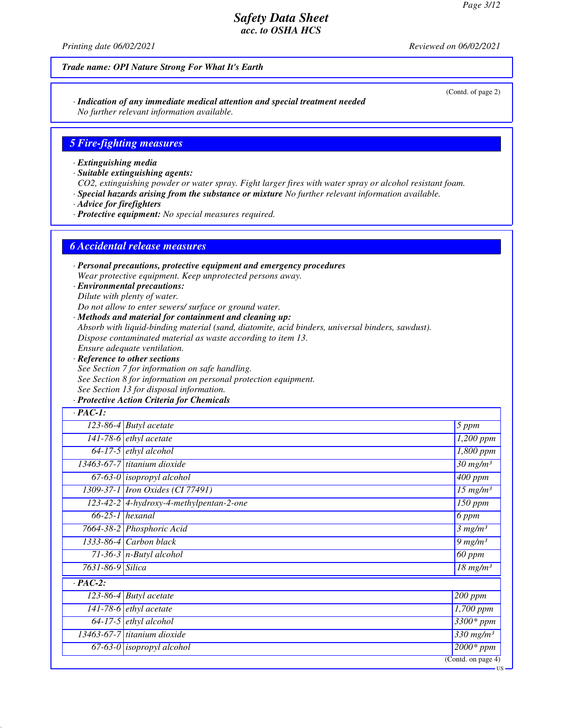**Trade name: OPI Nature Strong For What It's Earth**

(Contd. of page 2)

· ***Indication of any immediate medical attention and special treatment needed***
No further relevant information available.

## 5 Fire-fighting measures

· ***Extinguishing media***
· ***Suitable extinguishing agents:***
$CO_2$, extinguishing powder or water spray. Fight larger fires with water spray or alcohol resistant foam.
· ***Special hazards arising from the substance or mixture*** No further relevant information available.
· ***Advice for firefighters***
· ***Protective equipment:*** No special measures required.

## 6 Accidental release measures

· ***Personal precautions, protective equipment and emergency procedures***
Wear protective equipment. Keep unprotected persons away.
· ***Environmental precautions:***
Dilute with plenty of water.
Do not allow to enter sewers/ surface or ground water.
· ***Methods and material for containment and cleaning up:***
Absorb with liquid-binding material (sand, diatomite, acid binders, universal binders, sawdust).
Dispose contaminated material as waste according to item 13.
Ensure adequate ventilation.
· ***Reference to other sections***
See Section 7 for information on safe handling.
See Section 8 for information on personal protection equipment.
See Section 13 for disposal information.
· ***Protective Action Criteria for Chemicals***

| · **PAC-1:** | | |
|---|---|---|
| 123-86-4 | Butyl acetate | 5 ppm |
| 141-78-6 | ethyl acetate | 1,200 ppm |
| 64-17-5 | ethyl alcohol | 1,800 ppm |
| 13463-67-7 | titanium dioxide | 30 mg/m³ |
| 67-63-0 | isopropyl alcohol | 400 ppm |
| 1309-37-1 | Iron Oxides (CI 77491) | 15 mg/m³ |
| 123-42-2 | 4-hydroxy-4-methylpentan-2-one | 150 ppm |
| 66-25-1 | hexanal | 6 ppm |
| 7664-38-2 | Phosphoric Acid | 3 mg/m³ |
| 1333-86-4 | Carbon black | 9 mg/m³ |
| 71-36-3 | n-Butyl alcohol | 60 ppm |
| 7631-86-9 | Silica | 18 mg/m³ |
| · **PAC-2:** | | |
| 123-86-4 | Butyl acetate | 200 ppm |
| 141-78-6 | ethyl acetate | 1,700 ppm |
| 64-17-5 | ethyl alcohol | 3300* ppm |
| 13463-67-7 | titanium dioxide | 330 mg/m³ |
| 67-63-0 | isopropyl alcohol | 2000* ppm |

(Contd. on page 4)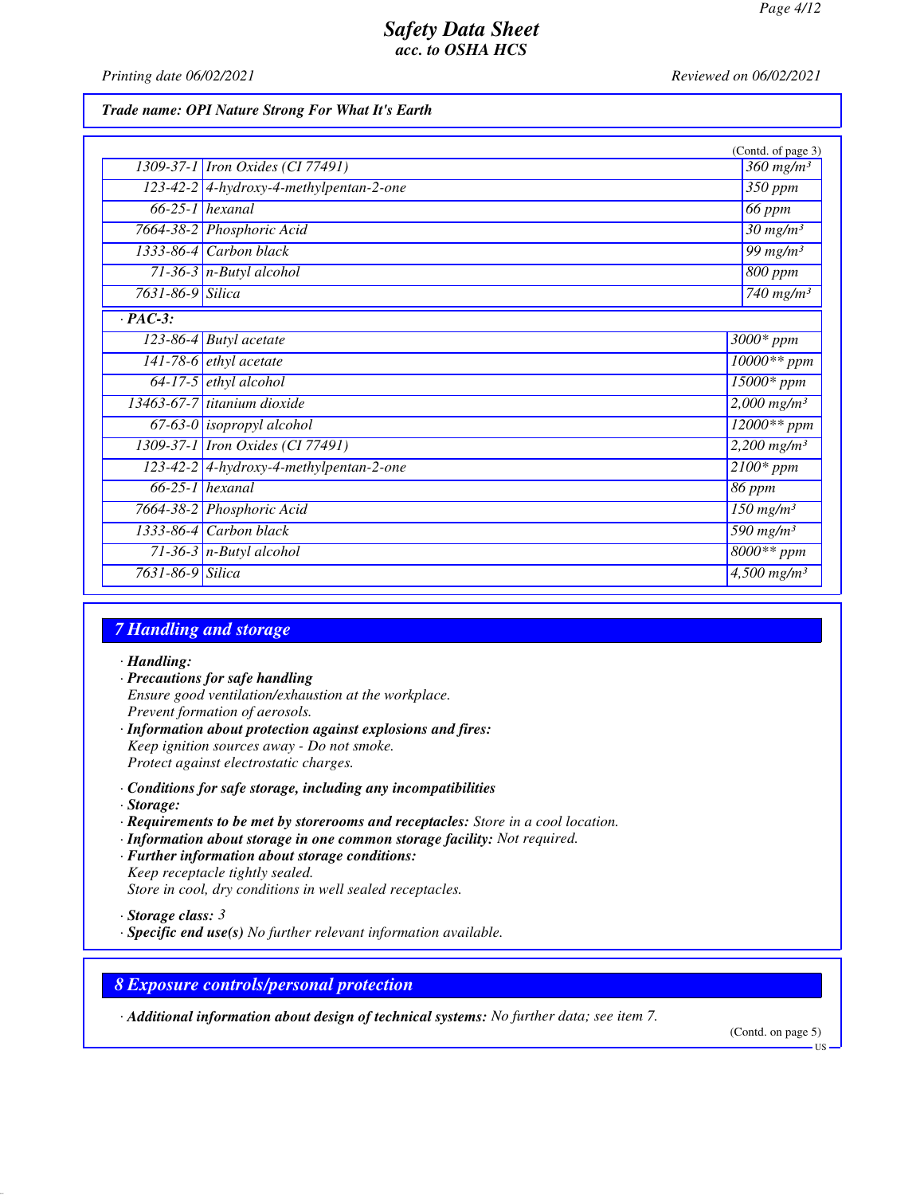**Trade name: OPI Nature Strong For What It's Earth**

(Contd. of page 3)

| | | |
|---|---|---|
| 1309-37-1 | Iron Oxides (CI 77491) | 360 mg/m³ |
| 123-42-2 | 4-hydroxy-4-methylpentan-2-one | 350 ppm |
| 66-25-1 | hexanal | 66 ppm |
| 7664-38-2 | Phosphoric Acid | 30 mg/m³ |
| 1333-86-4 | Carbon black | 99 mg/m³ |
| 71-36-3 | n-Butyl alcohol | 800 ppm |
| 7631-86-9 | Silica | 740 mg/m³ |

· **PAC-3:**

| | | |
|---|---|---|
| 123-86-4 | Butyl acetate | 3000* ppm |
| 141-78-6 | ethyl acetate | 10000** ppm |
| 64-17-5 | ethyl alcohol | 15000* ppm |
| 13463-67-7 | titanium dioxide | 2,000 mg/m³ |
| 67-63-0 | isopropyl alcohol | 12000** ppm |
| 1309-37-1 | Iron Oxides (CI 77491) | 2,200 mg/m³ |
| 123-42-2 | 4-hydroxy-4-methylpentan-2-one | 2100* ppm |
| 66-25-1 | hexanal | 86 ppm |
| 7664-38-2 | Phosphoric Acid | 150 mg/m³ |
| 1333-86-4 | Carbon black | 590 mg/m³ |
| 71-36-3 | n-Butyl alcohol | 8000** ppm |
| 7631-86-9 | Silica | 4,500 mg/m³ |

## 7 Handling and storage

· **Handling:**
· **Precautions for safe handling**
Ensure good ventilation/exhaustion at the workplace.
Prevent formation of aerosols.
· **Information about protection against explosions and fires:**
Keep ignition sources away - Do not smoke.
Protect against electrostatic charges.

· **Conditions for safe storage, including any incompatibilities**
· **Storage:**
· **Requirements to be met by storerooms and receptacles:** Store in a cool location.
· **Information about storage in one common storage facility:** Not required.
· **Further information about storage conditions:**
Keep receptacle tightly sealed.
Store in cool, dry conditions in well sealed receptacles.

· **Storage class:** 3
· **Specific end use(s)** No further relevant information available.

## 8 Exposure controls/personal protection

· **Additional information about design of technical systems:** No further data; see item 7.

(Contd. on page 5)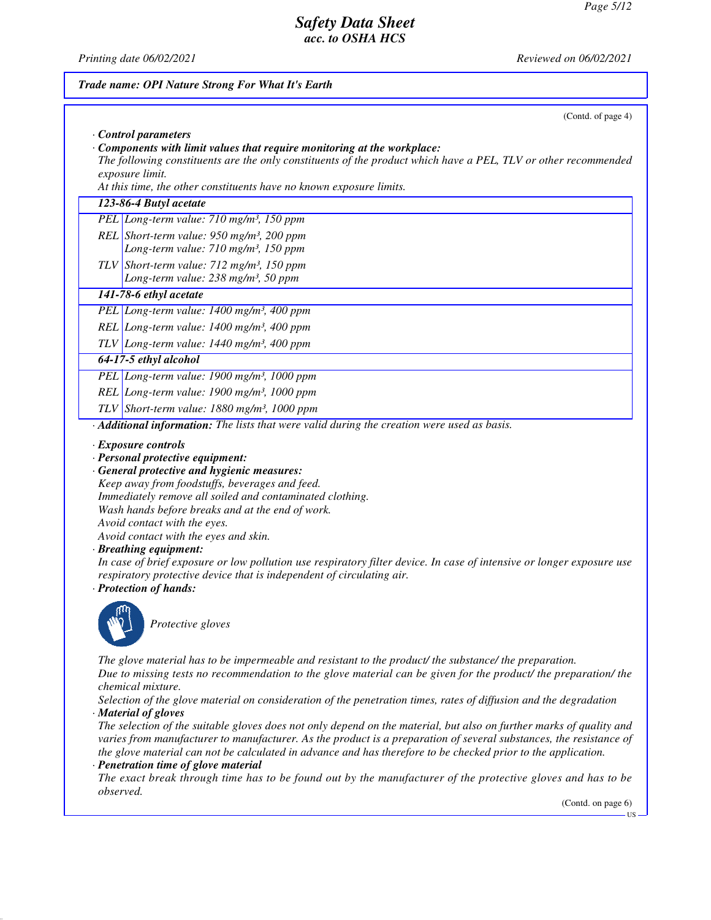*Trade name: OPI Nature Strong For What It's Earth*

(Contd. of page 4)

· **Control parameters**

· **Components with limit values that require monitoring at the workplace:**

*The following constituents are the only constituents of the product which have a PEL, TLV or other recommended exposure limit.*

*At this time, the other constituents have no known exposure limits.*

| **123-86-4 Butyl acetate** | |
|---|---|
| PEL | Long-term value: 710 mg/m³, 150 ppm |
| REL | Short-term value: 950 mg/m³, 200 ppm<br>Long-term value: 710 mg/m³, 150 ppm |
| TLV | Short-term value: 712 mg/m³, 150 ppm<br>Long-term value: 238 mg/m³, 50 ppm |
| **141-78-6 ethyl acetate** | |
| PEL | Long-term value: 1400 mg/m³, 400 ppm |
| REL | Long-term value: 1400 mg/m³, 400 ppm |
| TLV | Long-term value: 1440 mg/m³, 400 ppm |
| **64-17-5 ethyl alcohol** | |
| PEL | Long-term value: 1900 mg/m³, 1000 ppm |
| REL | Long-term value: 1900 mg/m³, 1000 ppm |
| TLV | Short-term value: 1880 mg/m³, 1000 ppm |

· **Additional information:** *The lists that were valid during the creation were used as basis.*

· **Exposure controls**

· **Personal protective equipment:**

· **General protective and hygienic measures:**

*Keep away from foodstuffs, beverages and feed.*
*Immediately remove all soiled and contaminated clothing.*
*Wash hands before breaks and at the end of work.*
*Avoid contact with the eyes.*
*Avoid contact with the eyes and skin.*

· **Breathing equipment:**

*In case of brief exposure or low pollution use respiratory filter device. In case of intensive or longer exposure use respiratory protective device that is independent of circulating air.*

· **Protection of hands:**

*Protective gloves*

*The glove material has to be impermeable and resistant to the product/ the substance/ the preparation.*
*Due to missing tests no recommendation to the glove material can be given for the product/ the preparation/ the chemical mixture.*
*Selection of the glove material on consideration of the penetration times, rates of diffusion and the degradation*

· **Material of gloves**

*The selection of the suitable gloves does not only depend on the material, but also on further marks of quality and varies from manufacturer to manufacturer. As the product is a preparation of several substances, the resistance of the glove material can not be calculated in advance and has therefore to be checked prior to the application.*

· **Penetration time of glove material**

*The exact break through time has to be found out by the manufacturer of the protective gloves and has to be observed.*

(Contd. on page 6)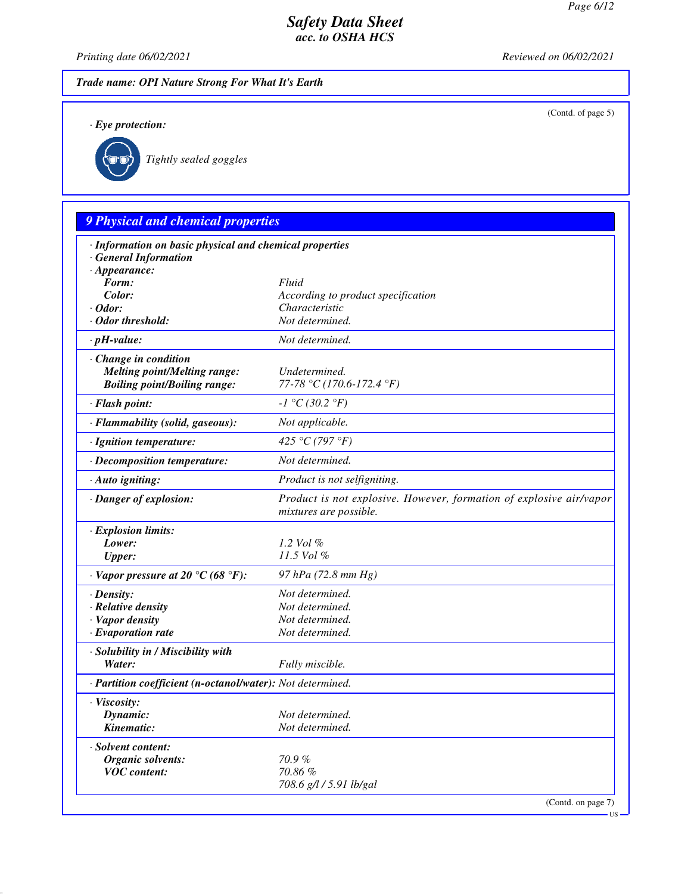Trade name: OPI Nature Strong For What It's Earth

(Contd. of page 5)

· **Eye protection:**

Tightly sealed goggles

## 9 Physical and chemical properties

| | |
|---|---|
| · **Information on basic physical and chemical properties** | |
| · **General Information** | |
| · **Appearance:** | |
| **Form:** | Fluid |
| **Color:** | According to product specification |
| · **Odor:** | Characteristic |
| · **Odor threshold:** | Not determined. |
| · **pH-value:** | Not determined. |
| · **Change in condition** | |
| **Melting point/Melting range:** | Undetermined. |
| **Boiling point/Boiling range:** | 77-78 °C (170.6-172.4 °F) |
| · **Flash point:** | -1 °C (30.2 °F) |
| · **Flammability (solid, gaseous):** | Not applicable. |
| · **Ignition temperature:** | 425 °C (797 °F) |
| · **Decomposition temperature:** | Not determined. |
| · **Auto igniting:** | Product is not selfigniting. |
| · **Danger of explosion:** | Product is not explosive. However, formation of explosive air/vapor mixtures are possible. |
| · **Explosion limits:** | |
| **Lower:** | 1.2 Vol % |
| **Upper:** | 11.5 Vol % |
| · **Vapor pressure at 20 °C (68 °F):** | 97 hPa (72.8 mm Hg) |
| · **Density:** | Not determined. |
| · **Relative density** | Not determined. |
| · **Vapor density** | Not determined. |
| · **Evaporation rate** | Not determined. |
| · **Solubility in / Miscibility with** | |
| **Water:** | Fully miscible. |
| · **Partition coefficient (n-octanol/water):** | Not determined. |
| · **Viscosity:** | |
| **Dynamic:** | Not determined. |
| **Kinematic:** | Not determined. |
| · **Solvent content:** | |
| **Organic solvents:** | 70.9 % |
| **VOC content:** | 70.86 % |
| | 708.6 g/l / 5.91 lb/gal |

(Contd. on page 7)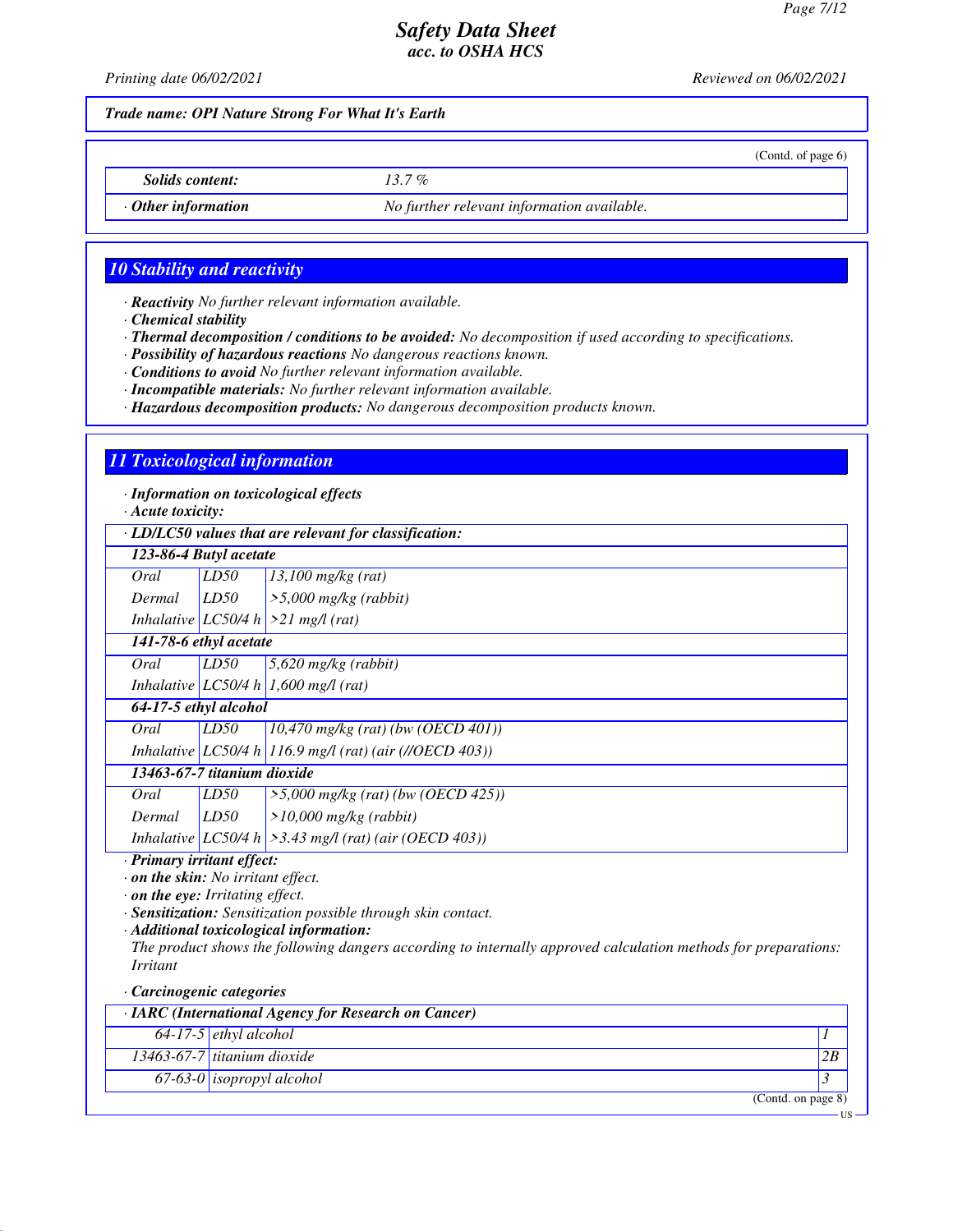*Trade name: OPI Nature Strong For What It's Earth*

(Contd. of page 6)

| | |
|---|---|
| *Solids content:* | 13.7 % |
| · *Other information* | No further relevant information available. |

## 10 Stability and reactivity

· ***Reactivity*** *No further relevant information available.*
· ***Chemical stability***
· ***Thermal decomposition / conditions to be avoided:*** *No decomposition if used according to specifications.*
· ***Possibility of hazardous reactions*** *No dangerous reactions known.*
· ***Conditions to avoid*** *No further relevant information available.*
· ***Incompatible materials:*** *No further relevant information available.*
· ***Hazardous decomposition products:*** *No dangerous decomposition products known.*

## 11 Toxicological information

· ***Information on toxicological effects***
· ***Acute toxicity:***

| · LD/LC50 values that are relevant for classification: | | |
|---|---|---|
| **123-86-4 Butyl acetate** | | |
| Oral | LD50 | 13,100 mg/kg (rat) |
| Dermal | LD50 | >5,000 mg/kg (rabbit) |
| Inhalative | LC50/4 h | >21 mg/l (rat) |
| **141-78-6 ethyl acetate** | | |
| Oral | LD50 | 5,620 mg/kg (rabbit) |
| Inhalative | LC50/4 h | 1,600 mg/l (rat) |
| **64-17-5 ethyl alcohol** | | |
| Oral | LD50 | 10,470 mg/kg (rat) (bw (OECD 401)) |
| Inhalative | LC50/4 h | 116.9 mg/l (rat) (air (//OECD 403)) |
| **13463-67-7 titanium dioxide** | | |
| Oral | LD50 | >5,000 mg/kg (rat) (bw (OECD 425)) |
| Dermal | LD50 | >10,000 mg/kg (rabbit) |
| Inhalative | LC50/4 h | >3.43 mg/l (rat) (air (OECD 403)) |

· ***Primary irritant effect:***
· ***on the skin:*** *No irritant effect.*
· ***on the eye:*** *Irritating effect.*
· ***Sensitization:*** *Sensitization possible through skin contact.*
· ***Additional toxicological information:***
*The product shows the following dangers according to internally approved calculation methods for preparations: Irritant*

· ***Carcinogenic categories***

| · IARC (International Agency for Research on Cancer) | | |
|---|---|---|
| 64-17-5 | ethyl alcohol | 1 |
| 13463-67-7 | titanium dioxide | 2B |
| 67-63-0 | isopropyl alcohol | 3 |

(Contd. on page 8)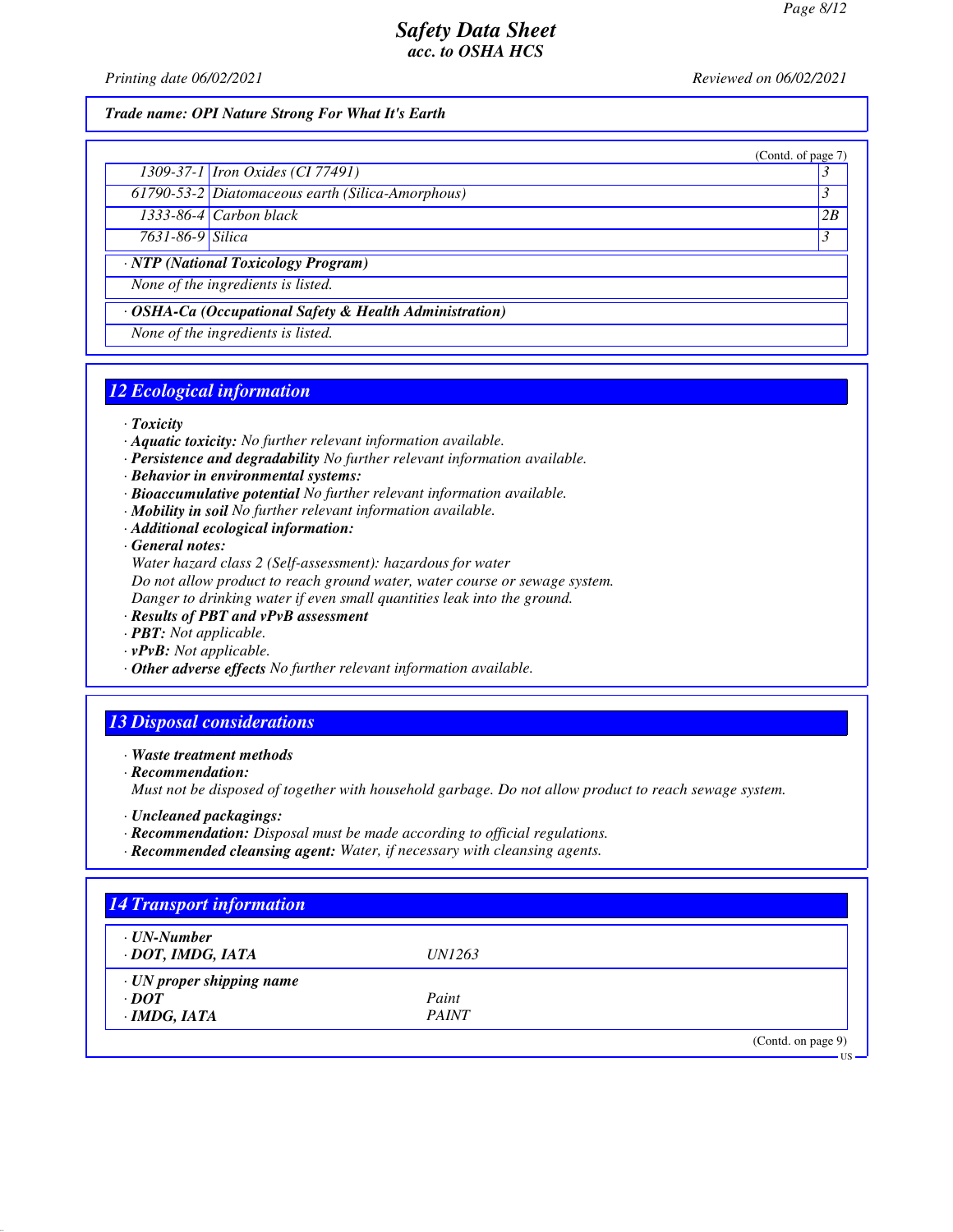**Trade name: OPI Nature Strong For What It's Earth**

(Contd. of page 7)

| | | |
|---|---|---|
| 1309-37-1 | Iron Oxides (CI 77491) | 3 |
| 61790-53-2 | Diatomaceous earth (Silica-Amorphous) | 3 |
| 1333-86-4 | Carbon black | 2B |
| 7631-86-9 | Silica | 3 |

· **NTP (National Toxicology Program)**

None of the ingredients is listed.

· **OSHA-Ca (Occupational Safety & Health Administration)**

None of the ingredients is listed.

## 12 Ecological information

· **Toxicity**
· **Aquatic toxicity:** No further relevant information available.
· **Persistence and degradability** No further relevant information available.
· **Behavior in environmental systems:**
· **Bioaccumulative potential** No further relevant information available.
· **Mobility in soil** No further relevant information available.
· **Additional ecological information:**
· **General notes:**
Water hazard class 2 (Self-assessment): hazardous for water
Do not allow product to reach ground water, water course or sewage system.
Danger to drinking water if even small quantities leak into the ground.
· **Results of PBT and vPvB assessment**
· **PBT:** Not applicable.
· **vPvB:** Not applicable.
· **Other adverse effects** No further relevant information available.

## 13 Disposal considerations

· **Waste treatment methods**
· **Recommendation:**
Must not be disposed of together with household garbage. Do not allow product to reach sewage system.

· **Uncleaned packagings:**
· **Recommendation:** Disposal must be made according to official regulations.
· **Recommended cleansing agent:** Water, if necessary with cleansing agents.

## 14 Transport information

| | |
|---|---|
| · **UN-Number** | |
| · **DOT, IMDG, IATA** | UN1263 |
| · **UN proper shipping name** | |
| · **DOT** | Paint |
| · **IMDG, IATA** | PAINT |

(Contd. on page 9)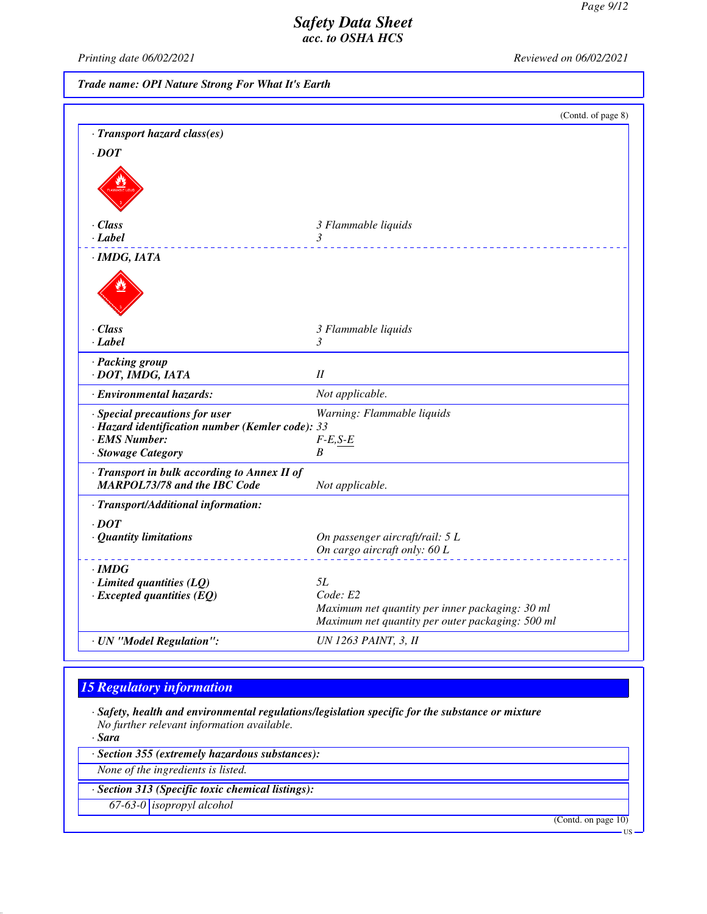Safety Data Sheet
acc. to OSHA HCS

Printing date 06/02/2021 | Reviewed on 06/02/2021

**Trade name: OPI Nature Strong For What It's Earth**

(Contd. of page 8)

· **Transport hazard class(es)**

· **DOT**

· **Class** 3 Flammable liquids
· **Label** 3

· **IMDG, IATA**

· **Class** 3 Flammable liquids
· **Label** 3

· **Packing group**
· **DOT, IMDG, IATA** II

· **Environmental hazards:** Not applicable.

· **Special precautions for user** Warning: Flammable liquids
· **Hazard identification number (Kemler code):** 33
· **EMS Number:** F-E,S-E
· **Stowage Category** B

· **Transport in bulk according to Annex II of MARPOL73/78 and the IBC Code** Not applicable.

· **Transport/Additional information:**

· **DOT**
· **Quantity limitations** On passenger aircraft/rail: 5 L
On cargo aircraft only: 60 L

· **IMDG**
· **Limited quantities (LQ)** 5L
· **Excepted quantities (EQ)** Code: E2
Maximum net quantity per inner packaging: 30 ml
Maximum net quantity per outer packaging: 500 ml

· **UN "Model Regulation":** UN 1263 PAINT, 3, II

## 15 Regulatory information

· **Safety, health and environmental regulations/legislation specific for the substance or mixture**
No further relevant information available.
· **Sara**

· **Section 355 (extremely hazardous substances):**
None of the ingredients is listed.

· **Section 313 (Specific toxic chemical listings):**

| 67-63-0 | isopropyl alcohol |
|---|---|

(Contd. on page 10)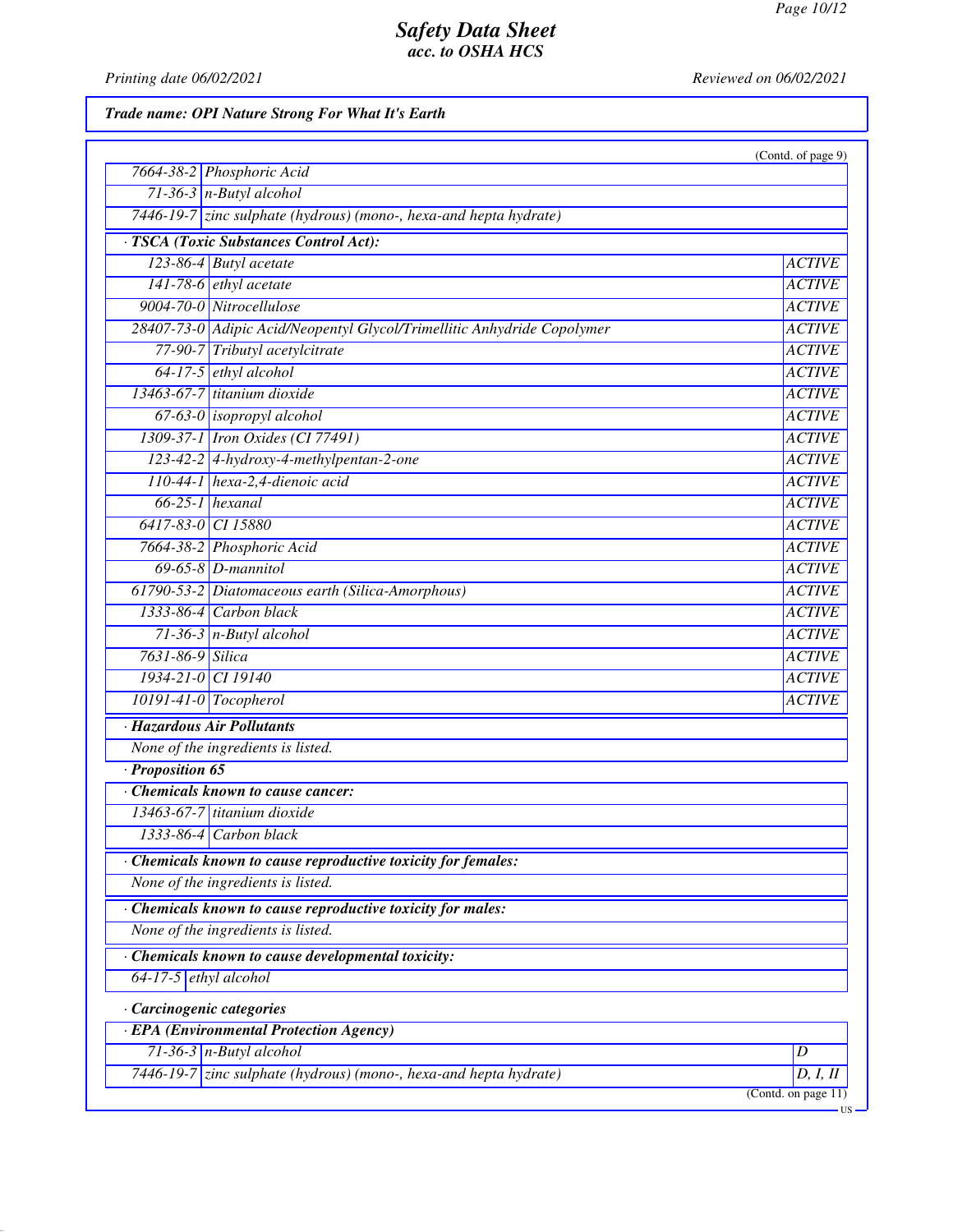# Safety Data Sheet
## acc. to OSHA HCS

Printing date 06/02/2021 | Reviewed on 06/02/2021

**Trade name: OPI Nature Strong For What It's Earth**

(Contd. of page 9)

| | |
|---|---|
| 7664-38-2 | Phosphoric Acid |
| 71-36-3 | n-Butyl alcohol |
| 7446-19-7 | zinc sulphate (hydrous) (mono-, hexa-and hepta hydrate) |

**· TSCA (Toxic Substances Control Act):**

| | | |
|---|---|---|
| 123-86-4 | Butyl acetate | ACTIVE |
| 141-78-6 | ethyl acetate | ACTIVE |
| 9004-70-0 | Nitrocellulose | ACTIVE |
| 28407-73-0 | Adipic Acid/Neopentyl Glycol/Trimellitic Anhydride Copolymer | ACTIVE |
| 77-90-7 | Tributyl acetylcitrate | ACTIVE |
| 64-17-5 | ethyl alcohol | ACTIVE |
| 13463-67-7 | titanium dioxide | ACTIVE |
| 67-63-0 | isopropyl alcohol | ACTIVE |
| 1309-37-1 | Iron Oxides (CI 77491) | ACTIVE |
| 123-42-2 | 4-hydroxy-4-methylpentan-2-one | ACTIVE |
| 110-44-1 | hexa-2,4-dienoic acid | ACTIVE |
| 66-25-1 | hexanal | ACTIVE |
| 6417-83-0 | CI 15880 | ACTIVE |
| 7664-38-2 | Phosphoric Acid | ACTIVE |
| 69-65-8 | D-mannitol | ACTIVE |
| 61790-53-2 | Diatomaceous earth (Silica-Amorphous) | ACTIVE |
| 1333-86-4 | Carbon black | ACTIVE |
| 71-36-3 | n-Butyl alcohol | ACTIVE |
| 7631-86-9 | Silica | ACTIVE |
| 1934-21-0 | CI 19140 | ACTIVE |
| 10191-41-0 | Tocopherol | ACTIVE |

**· Hazardous Air Pollutants**

None of the ingredients is listed.

**· Proposition 65**

**· Chemicals known to cause cancer:**

| | |
|---|---|
| 13463-67-7 | titanium dioxide |
| 1333-86-4 | Carbon black |

**· Chemicals known to cause reproductive toxicity for females:**

None of the ingredients is listed.

**· Chemicals known to cause reproductive toxicity for males:**

None of the ingredients is listed.

**· Chemicals known to cause developmental toxicity:**

| | |
|---|---|
| 64-17-5 | ethyl alcohol |

**· Carcinogenic categories**

**· EPA (Environmental Protection Agency)**

| | | |
|---|---|---|
| 71-36-3 | n-Butyl alcohol | D |
| 7446-19-7 | zinc sulphate (hydrous) (mono-, hexa-and hepta hydrate) | D, I, II |

(Contd. on page 11)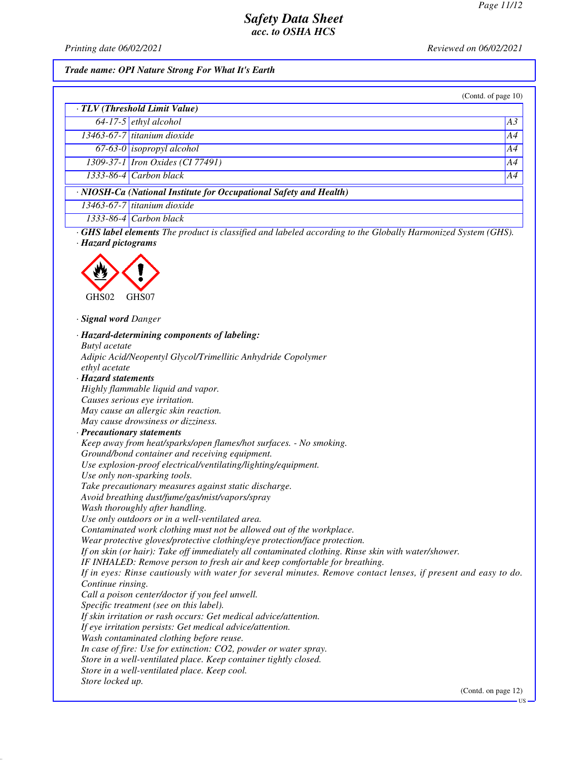*Trade name: OPI Nature Strong For What It's Earth*

(Contd. of page 10)

| · TLV (Threshold Limit Value) | | |
|---|---|---|
| 64-17-5 | ethyl alcohol | A3 |
| 13463-67-7 | titanium dioxide | A4 |
| 67-63-0 | isopropyl alcohol | A4 |
| 1309-37-1 | Iron Oxides (CI 77491) | A4 |
| 1333-86-4 | Carbon black | A4 |

| · NIOSH-Ca (National Institute for Occupational Safety and Health) | |
|---|---|
| 13463-67-7 | titanium dioxide |
| 1333-86-4 | Carbon black |

· **GHS label elements** The product is classified and labeled according to the Globally Harmonized System (GHS).

· **Hazard pictograms**

GHS02 GHS07

· **Signal word** Danger

· **Hazard-determining components of labeling:**
Butyl acetate
Adipic Acid/Neopentyl Glycol/Trimellitic Anhydride Copolymer
ethyl acetate

· **Hazard statements**
Highly flammable liquid and vapor.
Causes serious eye irritation.
May cause an allergic skin reaction.
May cause drowsiness or dizziness.

· **Precautionary statements**
Keep away from heat/sparks/open flames/hot surfaces. - No smoking.
Ground/bond container and receiving equipment.
Use explosion-proof electrical/ventilating/lighting/equipment.
Use only non-sparking tools.
Take precautionary measures against static discharge.
Avoid breathing dust/fume/gas/mist/vapors/spray
Wash thoroughly after handling.
Use only outdoors or in a well-ventilated area.
Contaminated work clothing must not be allowed out of the workplace.
Wear protective gloves/protective clothing/eye protection/face protection.
If on skin (or hair): Take off immediately all contaminated clothing. Rinse skin with water/shower.
IF INHALED: Remove person to fresh air and keep comfortable for breathing.
If in eyes: Rinse cautiously with water for several minutes. Remove contact lenses, if present and easy to do. Continue rinsing.
Call a poison center/doctor if you feel unwell.
Specific treatment (see on this label).
If skin irritation or rash occurs: Get medical advice/attention.
If eye irritation persists: Get medical advice/attention.
Wash contaminated clothing before reuse.
In case of fire: Use for extinction: $CO_2$, powder or water spray.
Store in a well-ventilated place. Keep container tightly closed.
Store in a well-ventilated place. Keep cool.
Store locked up.

(Contd. on page 12)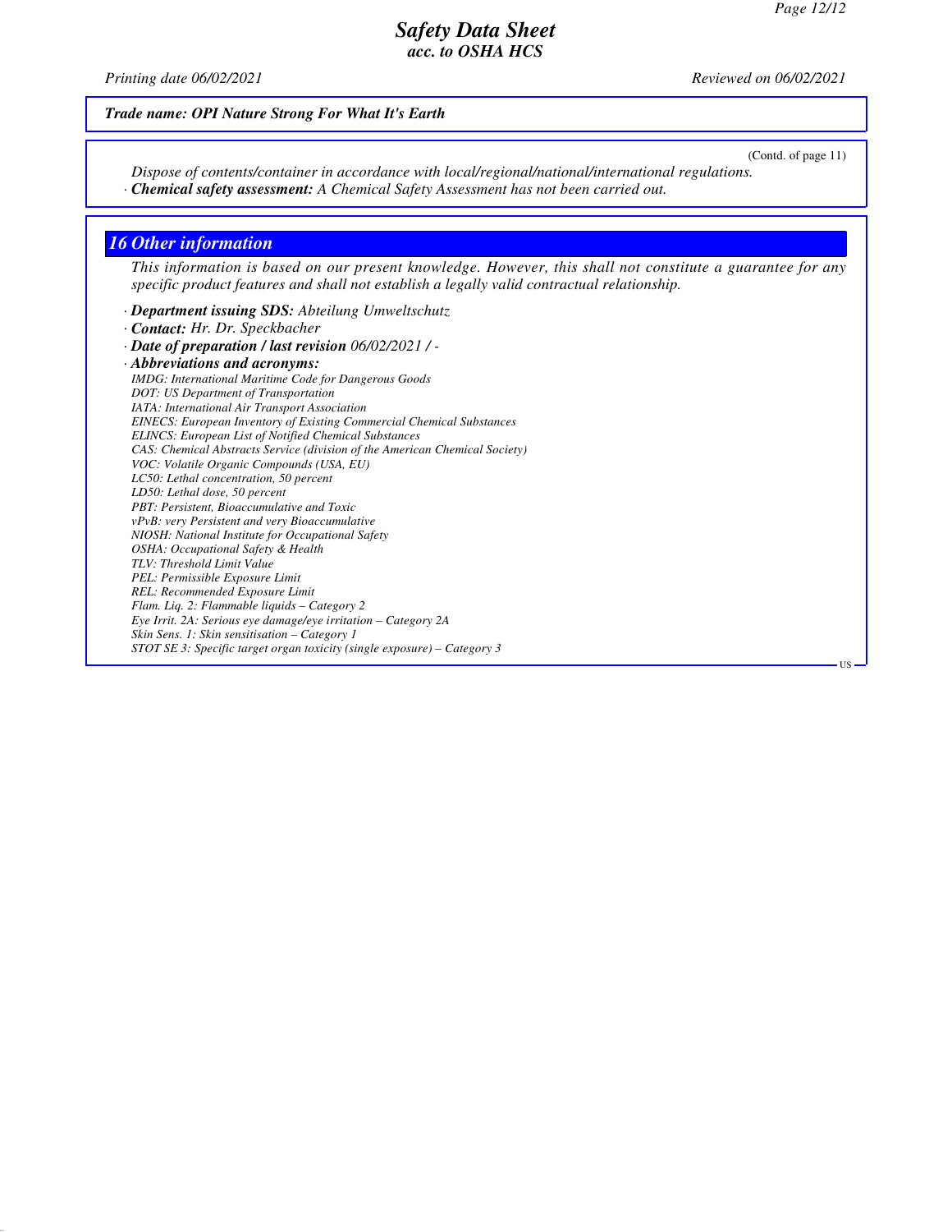(Contd. of page 11)

Dispose of contents/container in accordance with local/regional/national/international regulations.

· **Chemical safety assessment:** A Chemical Safety Assessment has not been carried out.

## 16 Other information

This information is based on our present knowledge. However, this shall not constitute a guarantee for any specific product features and shall not establish a legally valid contractual relationship.

· **Department issuing SDS:** Abteilung Umweltschutz
· **Contact:** Hr. Dr. Speckbacher
· **Date of preparation / last revision** 06/02/2021 / -
· **Abbreviations and acronyms:**
IMDG: International Maritime Code for Dangerous Goods
DOT: US Department of Transportation
IATA: International Air Transport Association
EINECS: European Inventory of Existing Commercial Chemical Substances
ELINCS: European List of Notified Chemical Substances
CAS: Chemical Abstracts Service (division of the American Chemical Society)
VOC: Volatile Organic Compounds (USA, EU)
LC50: Lethal concentration, 50 percent
LD50: Lethal dose, 50 percent
PBT: Persistent, Bioaccumulative and Toxic
vPvB: very Persistent and very Bioaccumulative
NIOSH: National Institute for Occupational Safety
OSHA: Occupational Safety & Health
TLV: Threshold Limit Value
PEL: Permissible Exposure Limit
REL: Recommended Exposure Limit
Flam. Liq. 2: Flammable liquids – Category 2
Eye Irrit. 2A: Serious eye damage/eye irritation – Category 2A
Skin Sens. 1: Skin sensitisation – Category 1
STOT SE 3: Specific target organ toxicity (single exposure) – Category 3